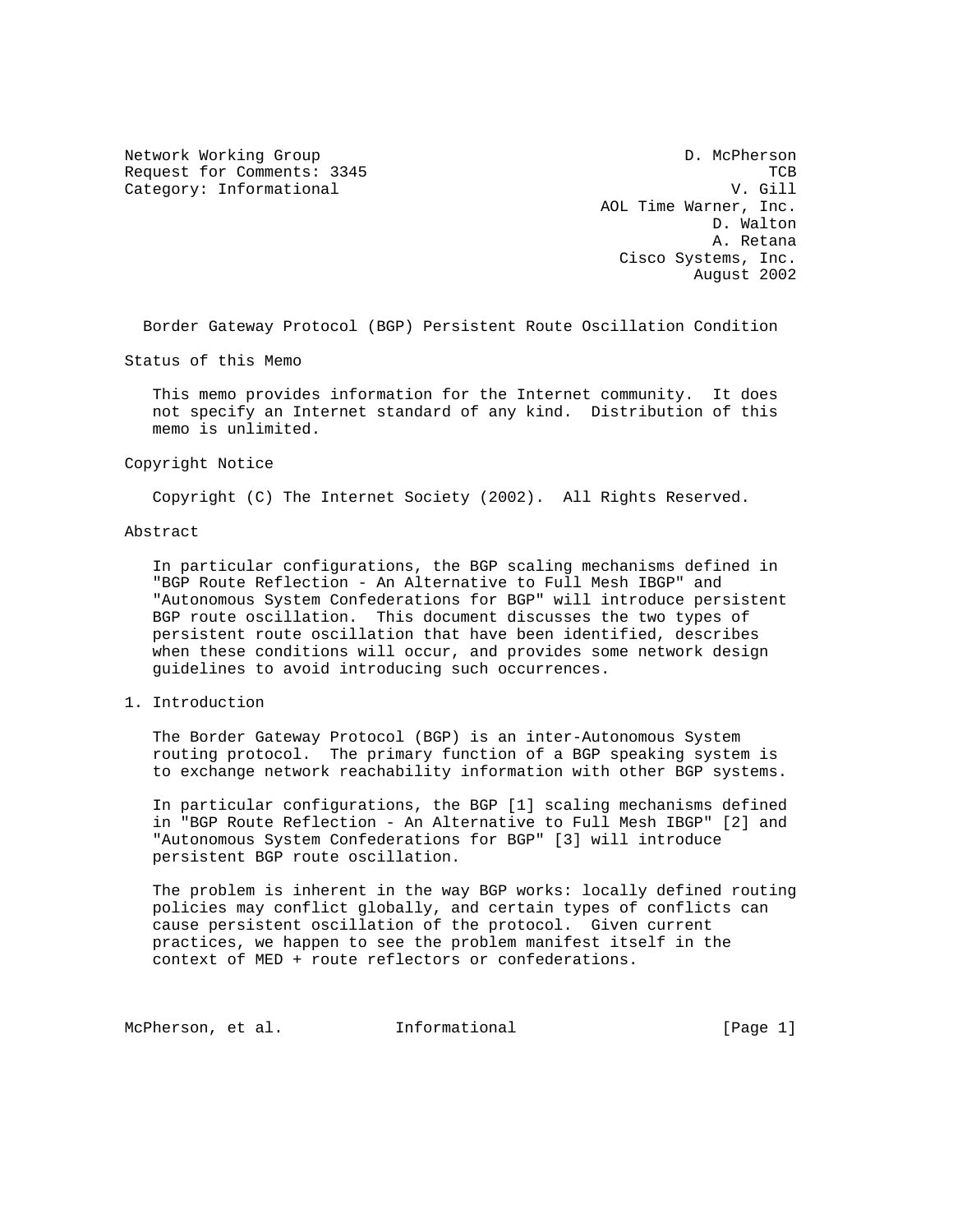Network Working Group D. McPherson
Request for Comments: 3345 TCB
Category: Informational V. Gill
AOL Time Warner, Inc.
D. Walton
A. Retana
Cisco Systems, Inc.
August 2002

# Border Gateway Protocol (BGP) Persistent Route Oscillation Condition

## Status of this Memo

This memo provides information for the Internet community. It does not specify an Internet standard of any kind. Distribution of this memo is unlimited.

## Copyright Notice

Copyright (C) The Internet Society (2002). All Rights Reserved.

## Abstract

In particular configurations, the BGP scaling mechanisms defined in "BGP Route Reflection - An Alternative to Full Mesh IBGP" and "Autonomous System Confederations for BGP" will introduce persistent BGP route oscillation. This document discusses the two types of persistent route oscillation that have been identified, describes when these conditions will occur, and provides some network design guidelines to avoid introducing such occurrences.

## 1. Introduction

The Border Gateway Protocol (BGP) is an inter-Autonomous System routing protocol. The primary function of a BGP speaking system is to exchange network reachability information with other BGP systems.

In particular configurations, the BGP [1] scaling mechanisms defined in "BGP Route Reflection - An Alternative to Full Mesh IBGP" [2] and "Autonomous System Confederations for BGP" [3] will introduce persistent BGP route oscillation.

The problem is inherent in the way BGP works: locally defined routing policies may conflict globally, and certain types of conflicts can cause persistent oscillation of the protocol. Given current practices, we happen to see the problem manifest itself in the context of MED + route reflectors or confederations.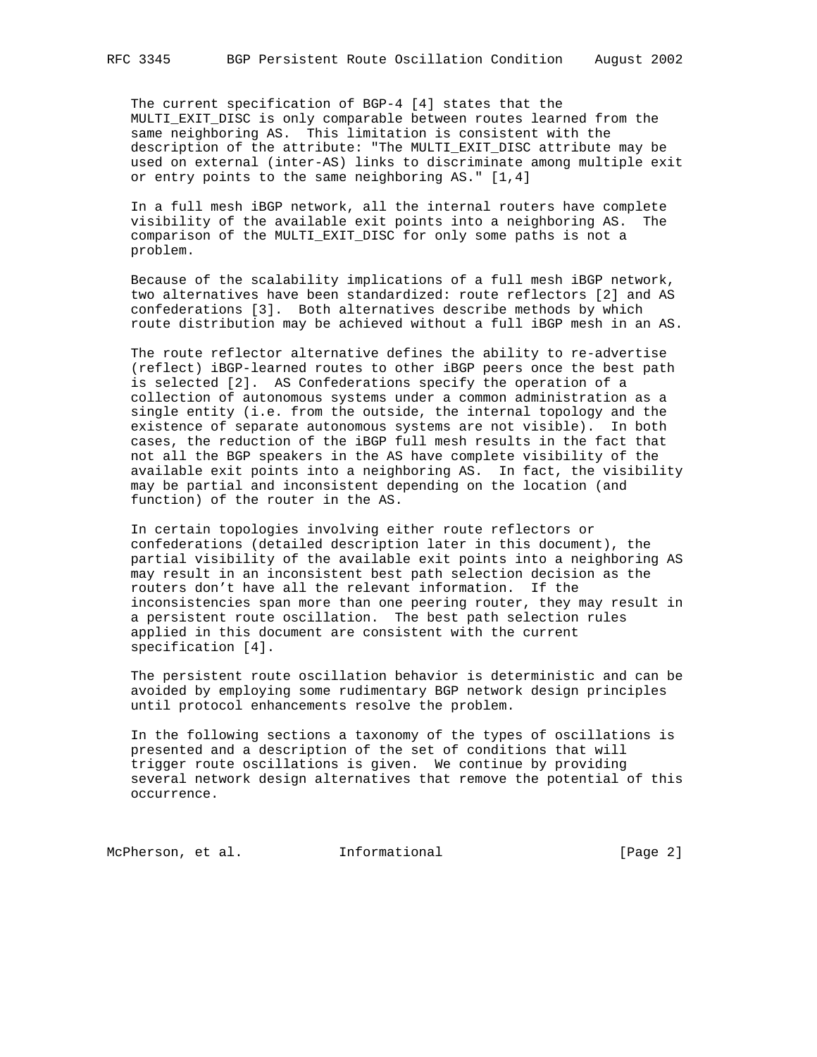The current specification of BGP-4 [4] states that the MULTI_EXIT_DISC is only comparable between routes learned from the same neighboring AS. This limitation is consistent with the description of the attribute: "The MULTI_EXIT_DISC attribute may be used on external (inter-AS) links to discriminate among multiple exit or entry points to the same neighboring AS." [1,4]

In a full mesh iBGP network, all the internal routers have complete visibility of the available exit points into a neighboring AS. The comparison of the MULTI_EXIT_DISC for only some paths is not a problem.

Because of the scalability implications of a full mesh iBGP network, two alternatives have been standardized: route reflectors [2] and AS confederations [3]. Both alternatives describe methods by which route distribution may be achieved without a full iBGP mesh in an AS.

The route reflector alternative defines the ability to re-advertise (reflect) iBGP-learned routes to other iBGP peers once the best path is selected [2]. AS Confederations specify the operation of a collection of autonomous systems under a common administration as a single entity (i.e. from the outside, the internal topology and the existence of separate autonomous systems are not visible). In both cases, the reduction of the iBGP full mesh results in the fact that not all the BGP speakers in the AS have complete visibility of the available exit points into a neighboring AS. In fact, the visibility may be partial and inconsistent depending on the location (and function) of the router in the AS.

In certain topologies involving either route reflectors or confederations (detailed description later in this document), the partial visibility of the available exit points into a neighboring AS may result in an inconsistent best path selection decision as the routers don't have all the relevant information. If the inconsistencies span more than one peering router, they may result in a persistent route oscillation. The best path selection rules applied in this document are consistent with the current specification [4].

The persistent route oscillation behavior is deterministic and can be avoided by employing some rudimentary BGP network design principles until protocol enhancements resolve the problem.

In the following sections a taxonomy of the types of oscillations is presented and a description of the set of conditions that will trigger route oscillations is given. We continue by providing several network design alternatives that remove the potential of this occurrence.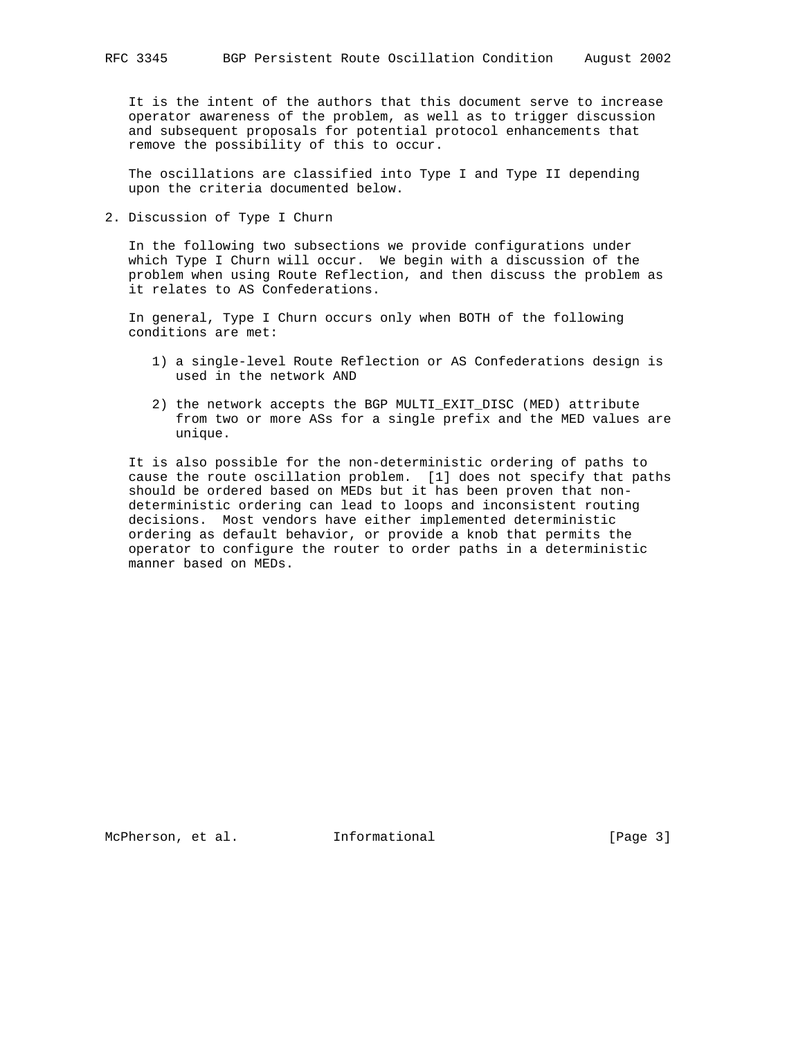It is the intent of the authors that this document serve to increase operator awareness of the problem, as well as to trigger discussion and subsequent proposals for potential protocol enhancements that remove the possibility of this to occur.

The oscillations are classified into Type I and Type II depending upon the criteria documented below.

## 2. Discussion of Type I Churn

In the following two subsections we provide configurations under which Type I Churn will occur. We begin with a discussion of the problem when using Route Reflection, and then discuss the problem as it relates to AS Confederations.

In general, Type I Churn occurs only when BOTH of the following conditions are met:

1) a single-level Route Reflection or AS Confederations design is used in the network AND

2) the network accepts the BGP MULTI_EXIT_DISC (MED) attribute from two or more ASs for a single prefix and the MED values are unique.

It is also possible for the non-deterministic ordering of paths to cause the route oscillation problem. [1] does not specify that paths should be ordered based on MEDs but it has been proven that non-deterministic ordering can lead to loops and inconsistent routing decisions. Most vendors have either implemented deterministic ordering as default behavior, or provide a knob that permits the operator to configure the router to order paths in a deterministic manner based on MEDs.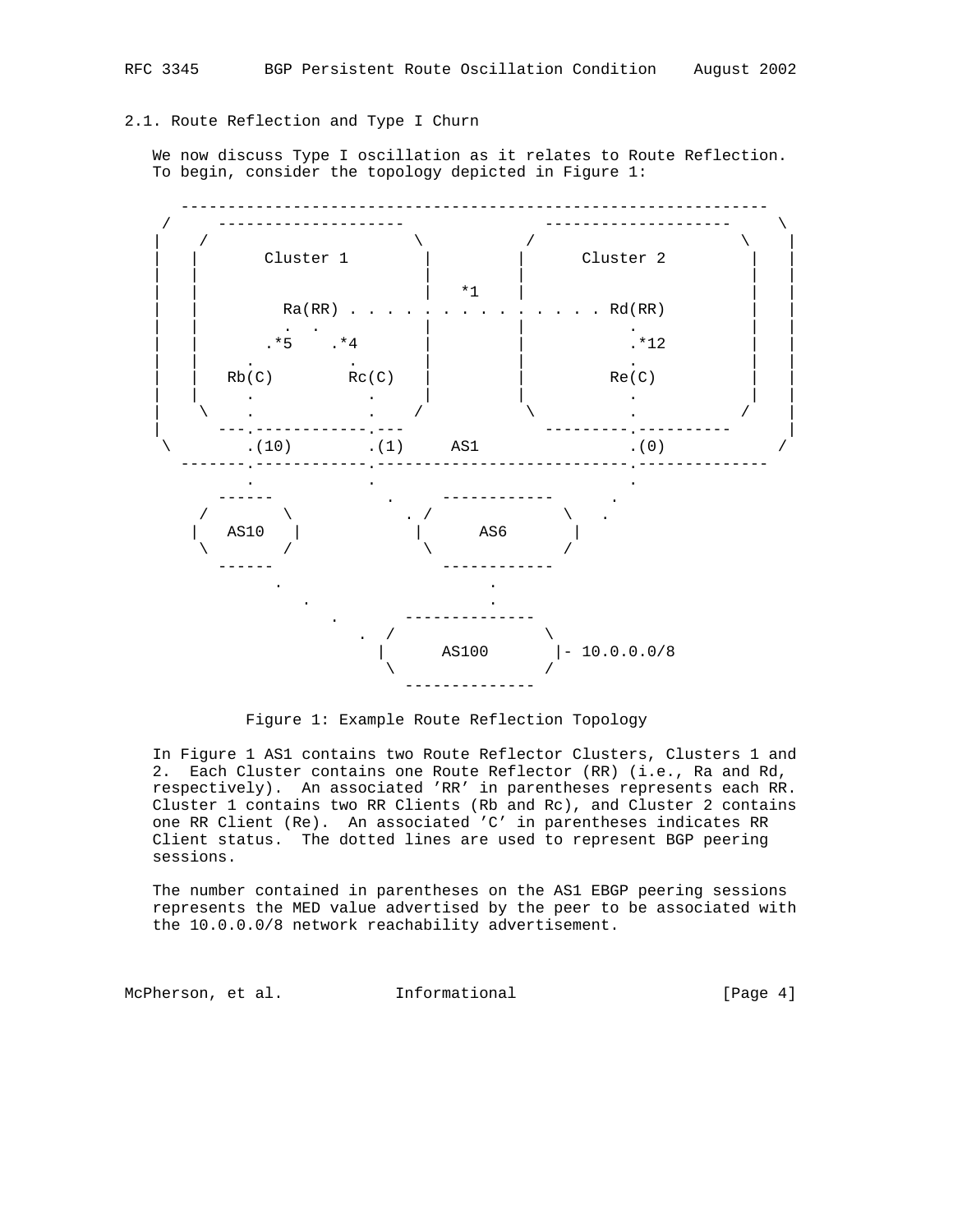## 2.1. Route Reflection and Type I Churn

We now discuss Type I oscillation as it relates to Route Reflection. To begin, consider the topology depicted in Figure 1:

```
    ---------------------------------------------------------------
  /     --------------------              --------------------     \
 |    /                      \          /                      \    |
 |   |       Cluster 1        |        |      Cluster 2         |   |
 |   |                        |        |                        |   |
 |   |                        |   *1   |                        |   |
 |   |         Ra(RR) . . . . . . . . . . . . . . Rd(RR)        |   |
 |   |           .  .         |        |           .            |   |
 |   |        .*5    .*4      |        |           .*12         |   |
 |   |        .         .     |        |           .            |   |
 |   |   Rb(C)        Rc(C)   |        |         Re(C)          |   |
 |   |      .           .     |        |           .            |   |
 |    \     .           .    /          \          .           /    |
 |      ---.------------.---             ---------.----------       |
  \        .(10)        .(1)      AS1              .(0)            /
    -------.------------.--------------------------.--------------
           .            .                          .
       ------            .      ------------      .
      /      \           . /                \   .
     |   AS10  |           |      AS6        |
      \      /              \               /
       ------                ------------
              .                     .
                 .                  .
                    .       --------------
                       .  /                \
                         |      AS100       |- 10.0.0.0/8
                          \                /
                            --------------
```

Figure 1: Example Route Reflection Topology

In Figure 1 AS1 contains two Route Reflector Clusters, Clusters 1 and 2. Each Cluster contains one Route Reflector (RR) (i.e., Ra and Rd, respectively). An associated 'RR' in parentheses represents each RR. Cluster 1 contains two RR Clients (Rb and Rc), and Cluster 2 contains one RR Client (Re). An associated 'C' in parentheses indicates RR Client status. The dotted lines are used to represent BGP peering sessions.

The number contained in parentheses on the AS1 EBGP peering sessions represents the MED value advertised by the peer to be associated with the 10.0.0.0/8 network reachability advertisement.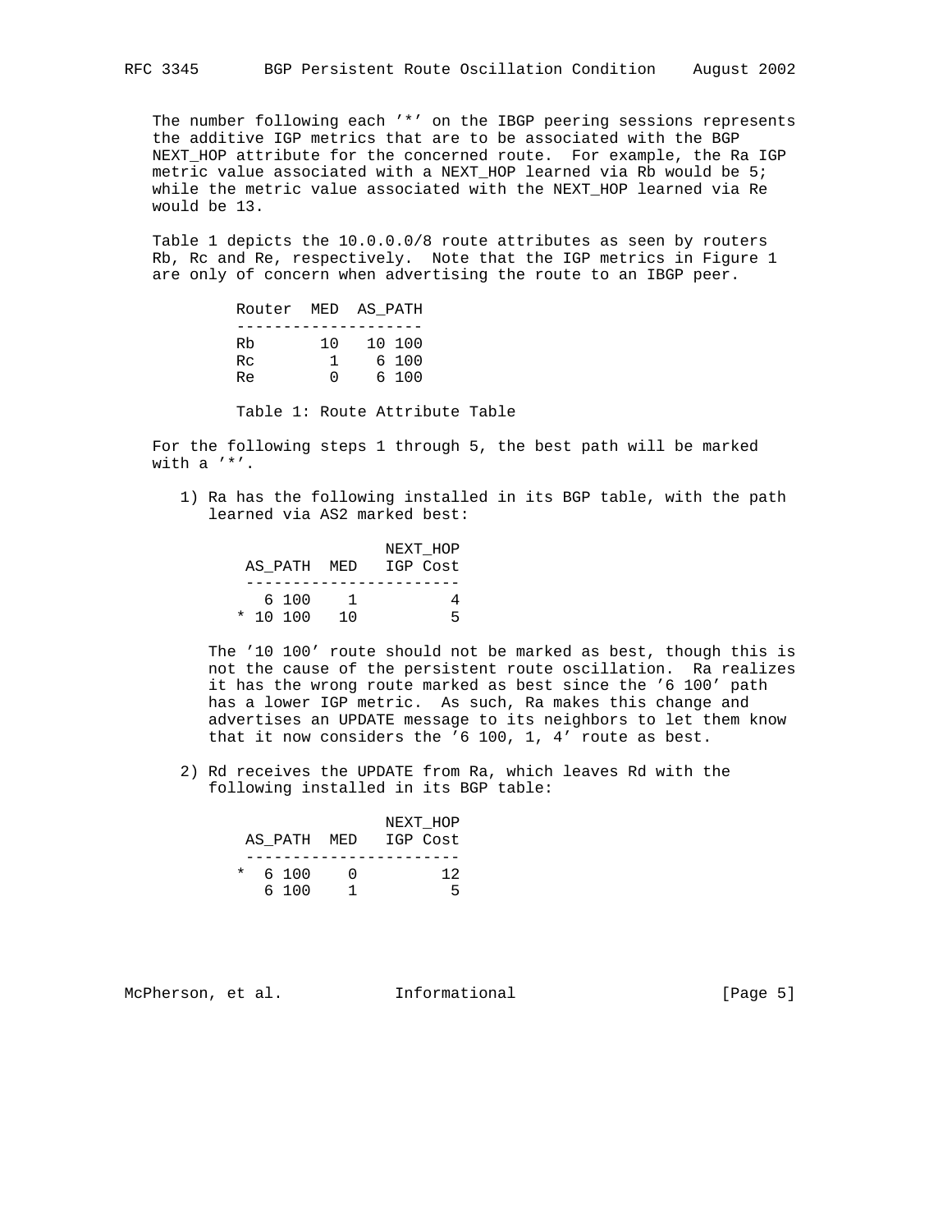The number following each '*' on the IBGP peering sessions represents the additive IGP metrics that are to be associated with the BGP NEXT_HOP attribute for the concerned route. For example, the Ra IGP metric value associated with a NEXT_HOP learned via Rb would be 5; while the metric value associated with the NEXT_HOP learned via Re would be 13.

Table 1 depicts the 10.0.0.0/8 route attributes as seen by routers Rb, Rc and Re, respectively. Note that the IGP metrics in Figure 1 are only of concern when advertising the route to an IBGP peer.

| Router | MED | AS_PATH |
|---|---|---|
| Rb | 10 | 10 100 |
| Rc | 1 | 6 100 |
| Re | 0 | 6 100 |

Table 1: Route Attribute Table

For the following steps 1 through 5, the best path will be marked with a '*'.

1) Ra has the following installed in its BGP table, with the path learned via AS2 marked best:

```
                    NEXT_HOP
 AS_PATH  MED   IGP Cost
 -----------------------
   6 100    1          4
 * 10 100  10          5
```

The '10 100' route should not be marked as best, though this is not the cause of the persistent route oscillation. Ra realizes it has the wrong route marked as best since the '6 100' path has a lower IGP metric. As such, Ra makes this change and advertises an UPDATE message to its neighbors to let them know that it now considers the '6 100, 1, 4' route as best.

2) Rd receives the UPDATE from Ra, which leaves Rd with the following installed in its BGP table:

```
                    NEXT_HOP
 AS_PATH  MED   IGP Cost
 -----------------------
 *  6 100   0         12
    6 100   1          5
```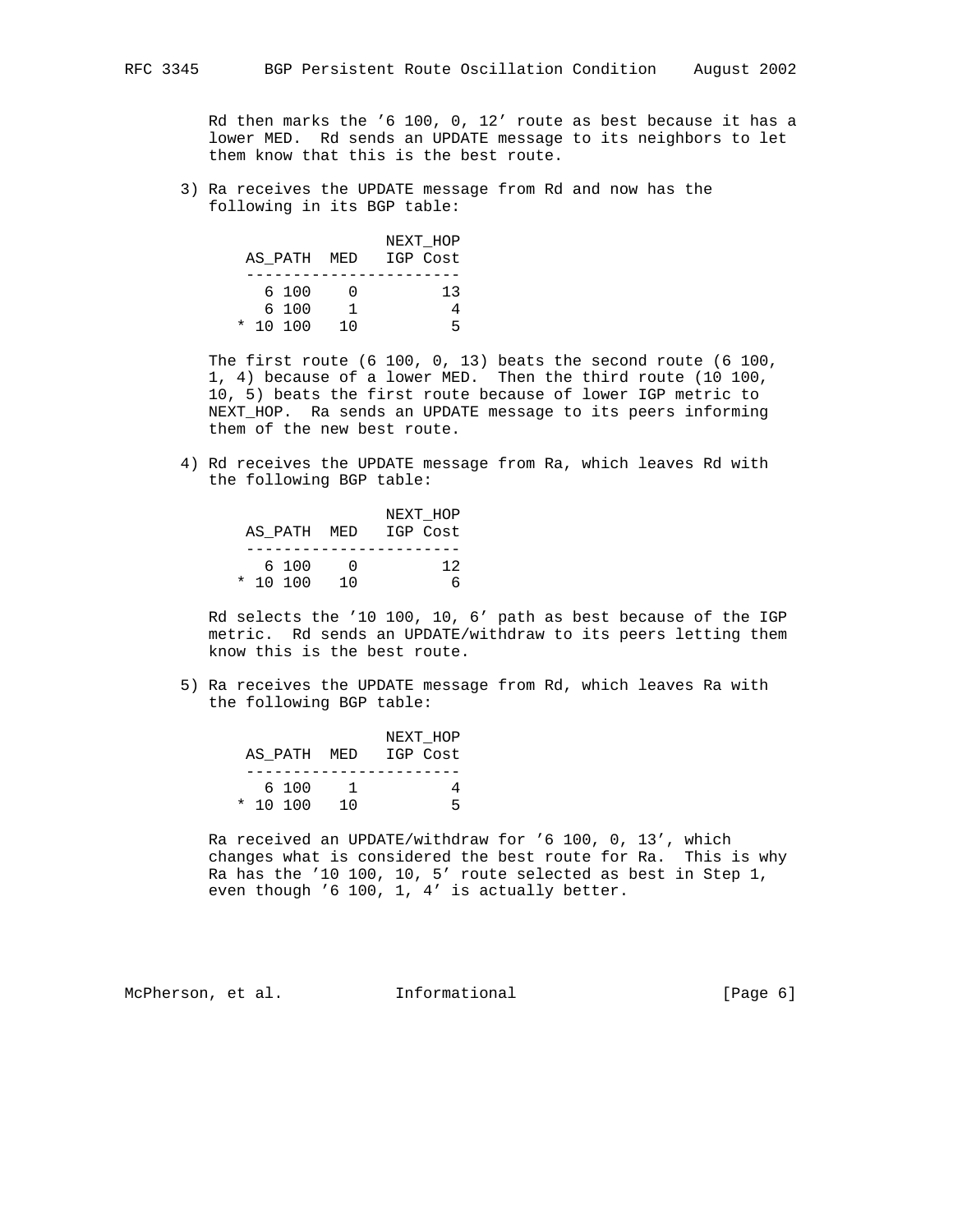Rd then marks the '6 100, 0, 12' route as best because it has a lower MED. Rd sends an UPDATE message to its neighbors to let them know that this is the best route.

3) Ra receives the UPDATE message from Rd and now has the following in its BGP table:

| | AS_PATH | MED | NEXT_HOP IGP Cost |
|---|---|---|---|
| | 6 100 | 0 | 13 |
| | 6 100 | 1 | 4 |
| * | 10 100 | 10 | 5 |

The first route (6 100, 0, 13) beats the second route (6 100, 1, 4) because of a lower MED. Then the third route (10 100, 10, 5) beats the first route because of lower IGP metric to NEXT_HOP. Ra sends an UPDATE message to its peers informing them of the new best route.

4) Rd receives the UPDATE message from Ra, which leaves Rd with the following BGP table:

| | AS_PATH | MED | NEXT_HOP IGP Cost |
|---|---|---|---|
| | 6 100 | 0 | 12 |
| * | 10 100 | 10 | 6 |

Rd selects the '10 100, 10, 6' path as best because of the IGP metric. Rd sends an UPDATE/withdraw to its peers letting them know this is the best route.

5) Ra receives the UPDATE message from Rd, which leaves Ra with the following BGP table:

| | AS_PATH | MED | NEXT_HOP IGP Cost |
|---|---|---|---|
| | 6 100 | 1 | 4 |
| * | 10 100 | 10 | 5 |

Ra received an UPDATE/withdraw for '6 100, 0, 13', which changes what is considered the best route for Ra. This is why Ra has the '10 100, 10, 5' route selected as best in Step 1, even though '6 100, 1, 4' is actually better.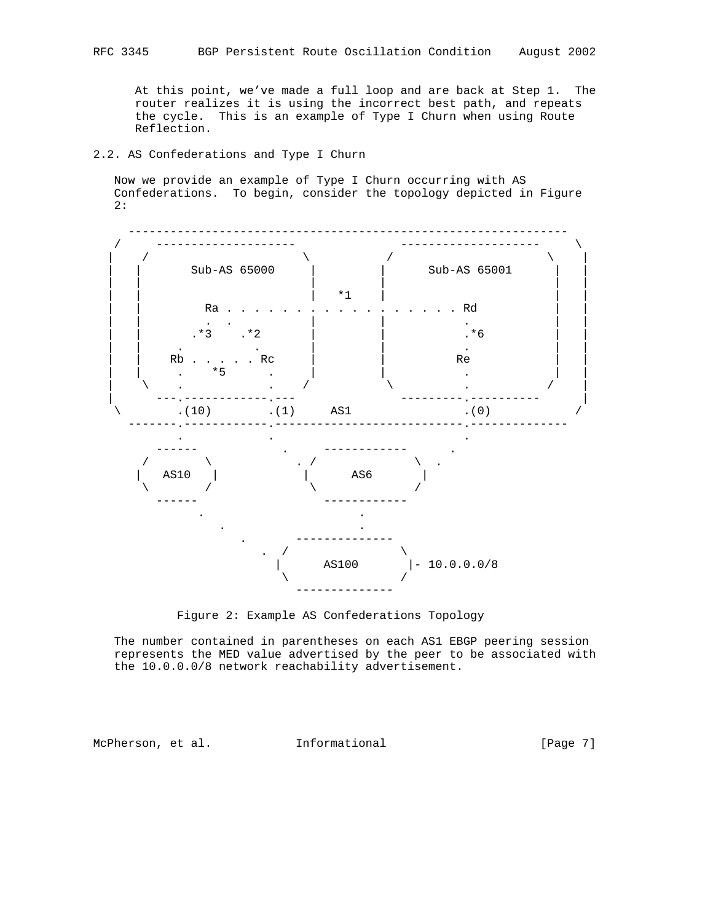At this point, we’ve made a full loop and are back at Step 1. The router realizes it is using the incorrect best path, and repeats the cycle. This is an example of Type I Churn when using Route Reflection.

## 2.2. AS Confederations and Type I Churn

Now we provide an example of Type I Churn occurring with AS Confederations. To begin, consider the topology depicted in Figure 2:

```
   --------------------------------------------------------------
  /     --------------------              --------------------     \
 |    /                      \          /                      \    |
 |   |       Sub-AS 65000     |        |      Sub-AS 65001      |   |
 |   |                        |        |                        |   |
 |   |                        |   *1   |                        |   |
 |   |         Ra . . . . . . . . . . . . . . . . . Rd          |   |
 |   |          .  .          |        |           .            |   |
 |   |        .*3    .*2      |        |           .*6          |   |
 |   |       .         .      |        |           .            |   |
 |   |    Rb . . . . . Rc     |        |           Re           |   |
 |   |       .    *5     .    |        |           .            |   |
 |    \     .            .   /          \          .           /    |
 |      ---.------------.---              ---------.----------      |
  \        .(10)        .(1)     AS1               .(0)            /
   --------.------------.--------------------------.--------------
           .            .                          .
       ------            .     ------------       .
      /      \            . /              \  .
     |   AS10  |           |      AS6       |
      \      /             \              /
       ------               ------------
            .                     .
              .                   .
                .        --------------
                  .  /                \
                    |      AS100       |- 10.0.0.0/8
                     \                /
                       --------------
```

Figure 2: Example AS Confederations Topology

The number contained in parentheses on each AS1 EBGP peering session represents the MED value advertised by the peer to be associated with the 10.0.0.0/8 network reachability advertisement.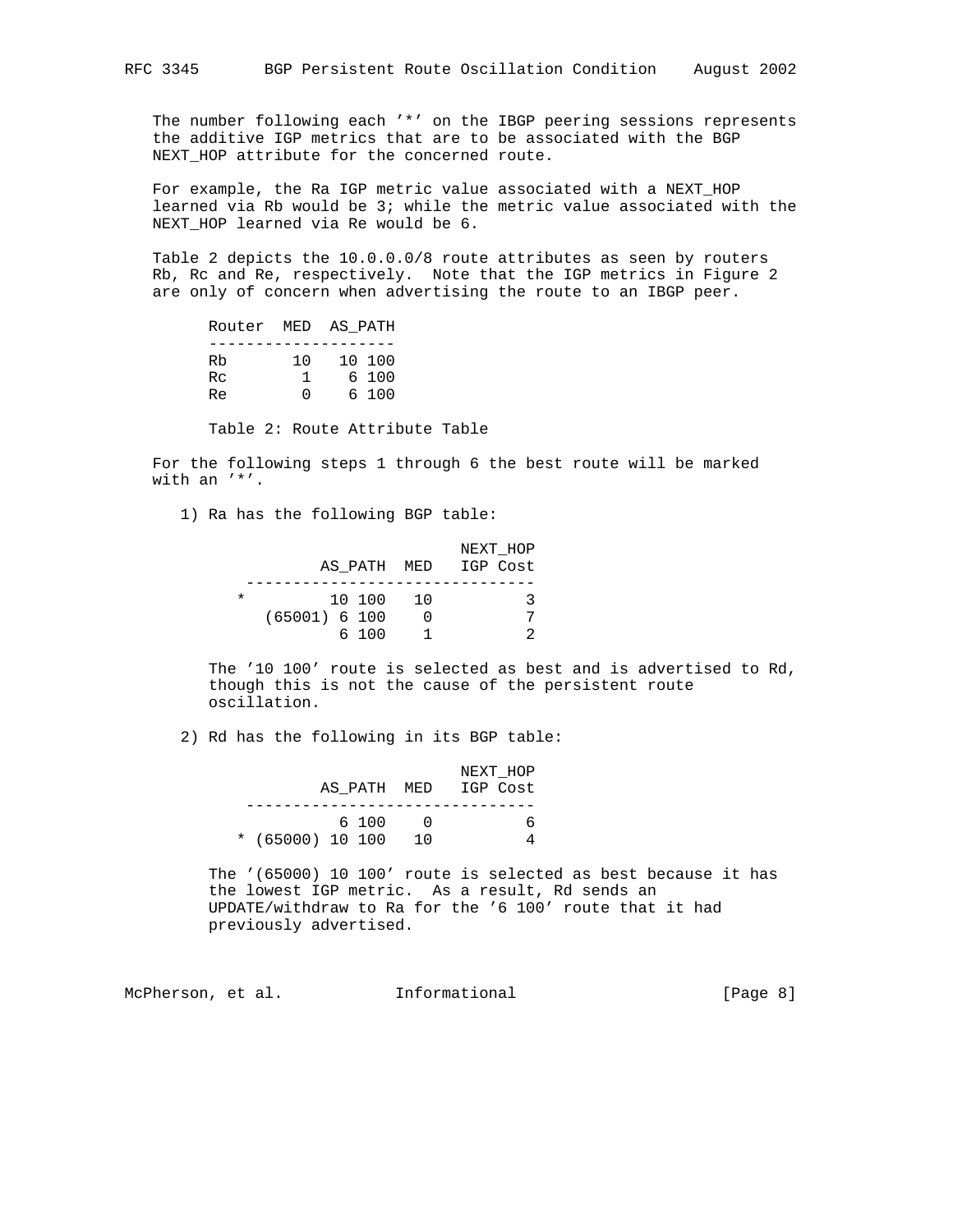The number following each '*' on the IBGP peering sessions represents the additive IGP metrics that are to be associated with the BGP NEXT_HOP attribute for the concerned route.

For example, the Ra IGP metric value associated with a NEXT_HOP learned via Rb would be 3; while the metric value associated with the NEXT_HOP learned via Re would be 6.

Table 2 depicts the 10.0.0.0/8 route attributes as seen by routers Rb, Rc and Re, respectively. Note that the IGP metrics in Figure 2 are only of concern when advertising the route to an IBGP peer.

| Router | MED | AS_PATH |
|---|---|---|
| Rb | 10 | 10 100 |
| Rc | 1 | 6 100 |
| Re | 0 | 6 100 |

Table 2: Route Attribute Table

For the following steps 1 through 6 the best route will be marked with an '*'.

1) Ra has the following BGP table:

| | AS_PATH | MED | NEXT_HOP IGP Cost |
|---|---|---|---|
| * | 10 100 | 10 | 3 |
| | (65001) 6 100 | 0 | 7 |
| | 6 100 | 1 | 2 |

The '10 100' route is selected as best and is advertised to Rd, though this is not the cause of the persistent route oscillation.

2) Rd has the following in its BGP table:

| | AS_PATH | MED | NEXT_HOP IGP Cost |
|---|---|---|---|
| | 6 100 | 0 | 6 |
| * | (65000) 10 100 | 10 | 4 |

The '(65000) 10 100' route is selected as best because it has the lowest IGP metric. As a result, Rd sends an UPDATE/withdraw to Ra for the '6 100' route that it had previously advertised.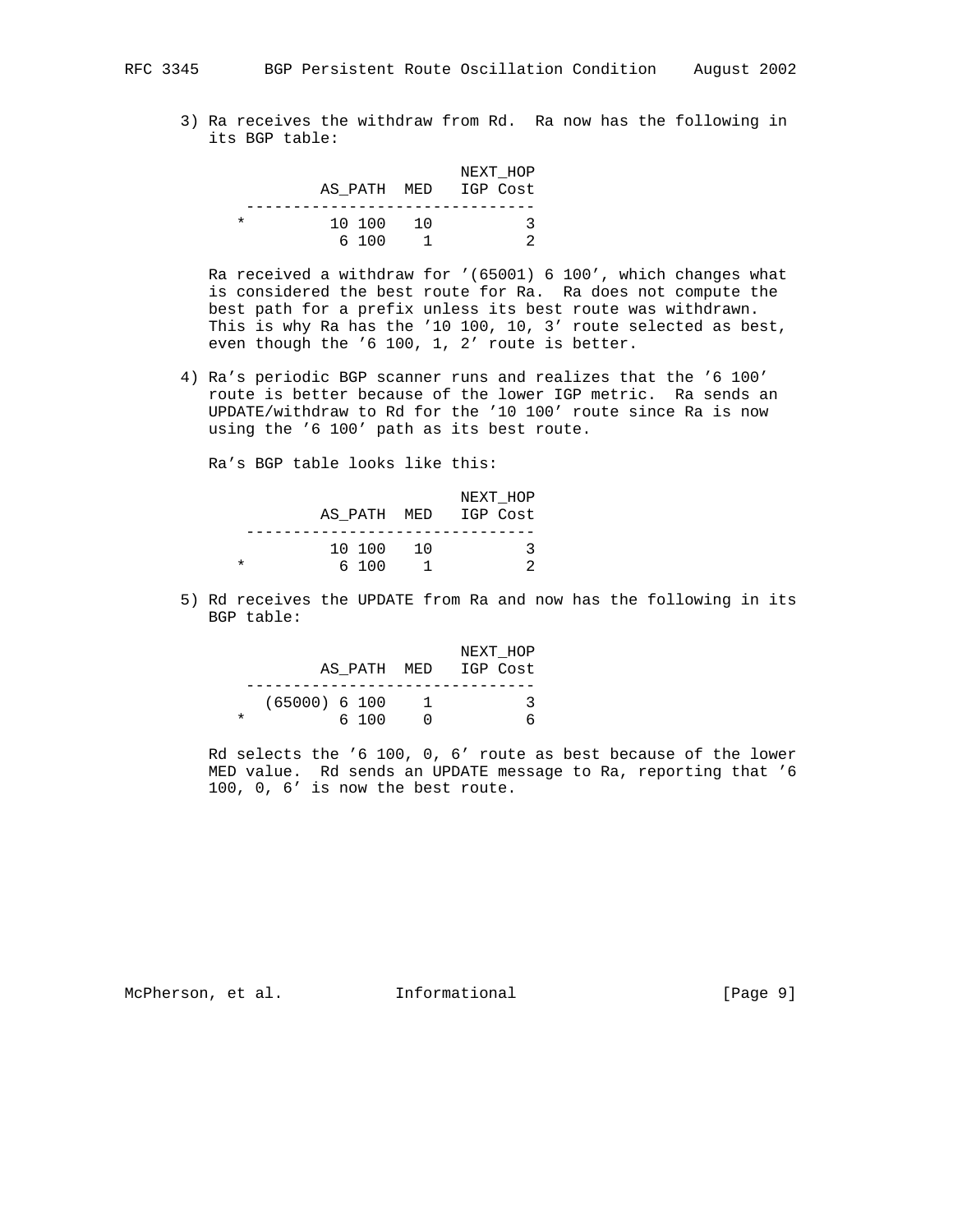3) Ra receives the withdraw from Rd. Ra now has the following in its BGP table:

| | AS_PATH | MED | NEXT_HOP IGP Cost |
|---|---|---|---|
| * | 10 100 | 10 | 3 |
| | 6 100 | 1 | 2 |

Ra received a withdraw for '(65001) 6 100', which changes what is considered the best route for Ra. Ra does not compute the best path for a prefix unless its best route was withdrawn. This is why Ra has the '10 100, 10, 3' route selected as best, even though the '6 100, 1, 2' route is better.

4) Ra's periodic BGP scanner runs and realizes that the '6 100' route is better because of the lower IGP metric. Ra sends an UPDATE/withdraw to Rd for the '10 100' route since Ra is now using the '6 100' path as its best route.

Ra's BGP table looks like this:

| | AS_PATH | MED | NEXT_HOP IGP Cost |
|---|---|---|---|
| | 10 100 | 10 | 3 |
| * | 6 100 | 1 | 2 |

5) Rd receives the UPDATE from Ra and now has the following in its BGP table:

| | AS_PATH | MED | NEXT_HOP IGP Cost |
|---|---|---|---|
| | (65000) 6 100 | 1 | 3 |
| * | 6 100 | 0 | 6 |

Rd selects the '6 100, 0, 6' route as best because of the lower MED value. Rd sends an UPDATE message to Ra, reporting that '6 100, 0, 6' is now the best route.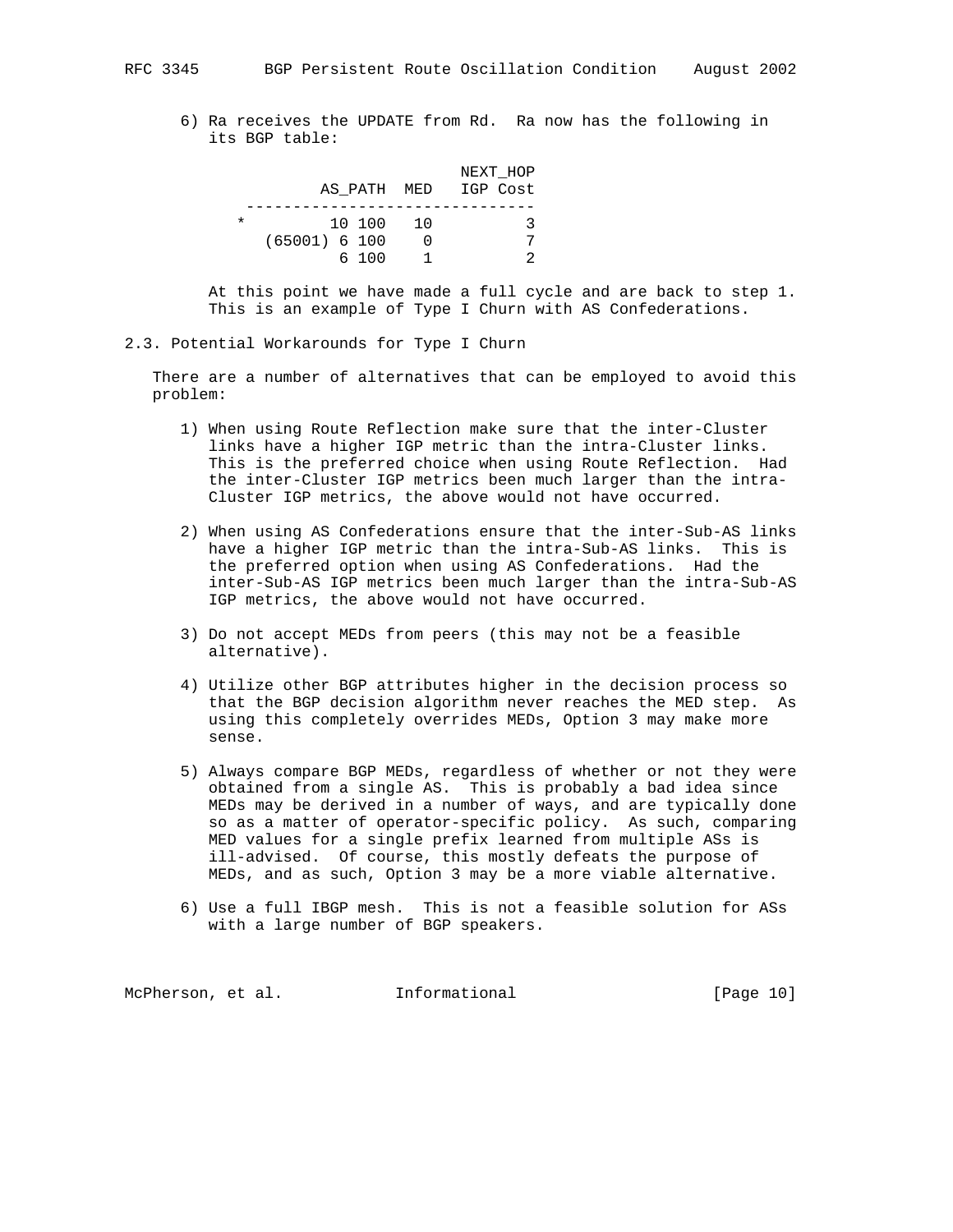6) Ra receives the UPDATE from Rd. Ra now has the following in its BGP table:

| | AS_PATH | MED | NEXT_HOP IGP Cost |
|---|---|---|---|
| * | 10 100 | 10 | 3 |
| | (65001) 6 100 | 0 | 7 |
| | 6 100 | 1 | 2 |

At this point we have made a full cycle and are back to step 1. This is an example of Type I Churn with AS Confederations.

## 2.3. Potential Workarounds for Type I Churn

There are a number of alternatives that can be employed to avoid this problem:

1) When using Route Reflection make sure that the inter-Cluster links have a higher IGP metric than the intra-Cluster links. This is the preferred choice when using Route Reflection. Had the inter-Cluster IGP metrics been much larger than the intra-Cluster IGP metrics, the above would not have occurred.

2) When using AS Confederations ensure that the inter-Sub-AS links have a higher IGP metric than the intra-Sub-AS links. This is the preferred option when using AS Confederations. Had the inter-Sub-AS IGP metrics been much larger than the intra-Sub-AS IGP metrics, the above would not have occurred.

3) Do not accept MEDs from peers (this may not be a feasible alternative).

4) Utilize other BGP attributes higher in the decision process so that the BGP decision algorithm never reaches the MED step. As using this completely overrides MEDs, Option 3 may make more sense.

5) Always compare BGP MEDs, regardless of whether or not they were obtained from a single AS. This is probably a bad idea since MEDs may be derived in a number of ways, and are typically done so as a matter of operator-specific policy. As such, comparing MED values for a single prefix learned from multiple ASs is ill-advised. Of course, this mostly defeats the purpose of MEDs, and as such, Option 3 may be a more viable alternative.

6) Use a full IBGP mesh. This is not a feasible solution for ASs with a large number of BGP speakers.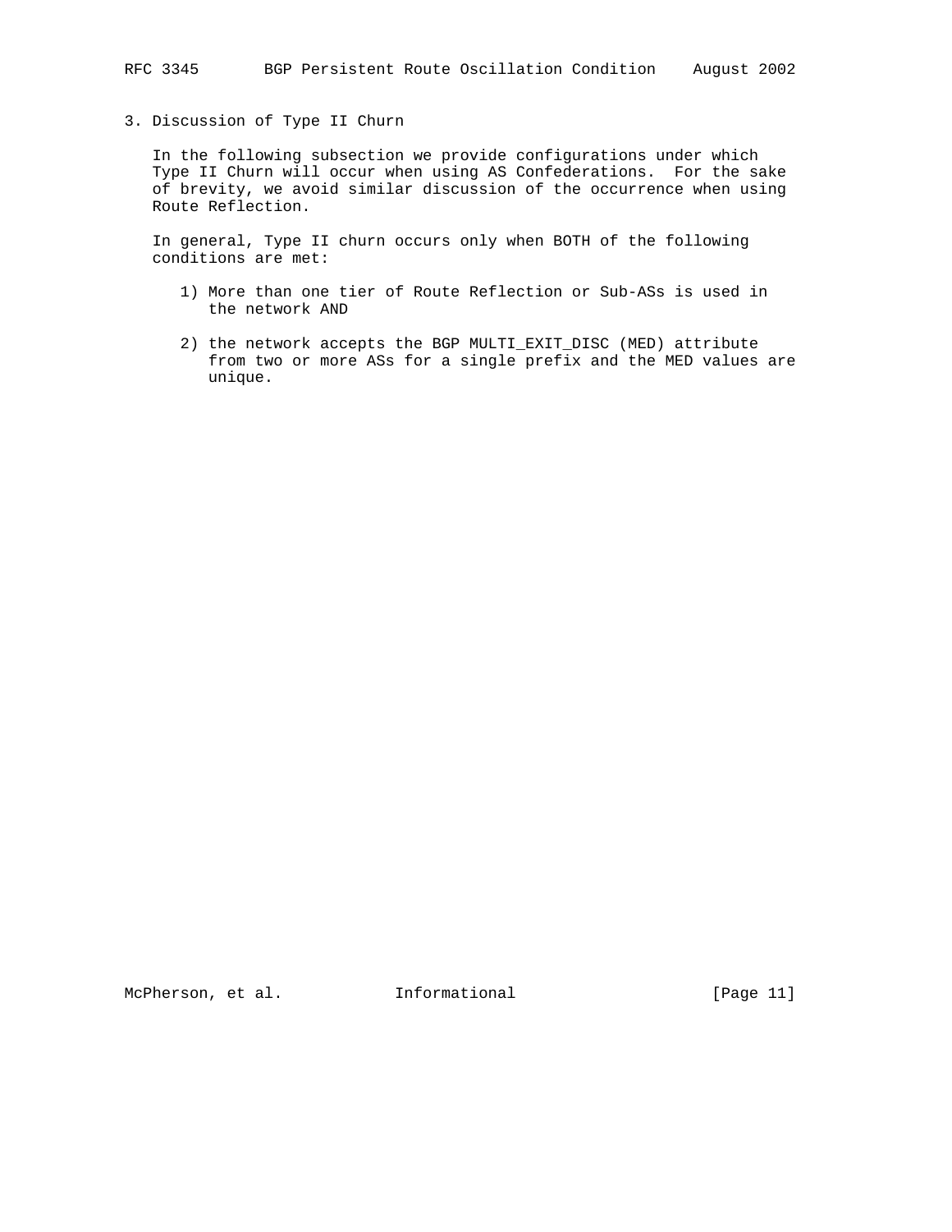## 3. Discussion of Type II Churn

In the following subsection we provide configurations under which Type II Churn will occur when using AS Confederations. For the sake of brevity, we avoid similar discussion of the occurrence when using Route Reflection.

In general, Type II churn occurs only when BOTH of the following conditions are met:

1) More than one tier of Route Reflection or Sub-ASs is used in the network AND

2) the network accepts the BGP MULTI_EXIT_DISC (MED) attribute from two or more ASs for a single prefix and the MED values are unique.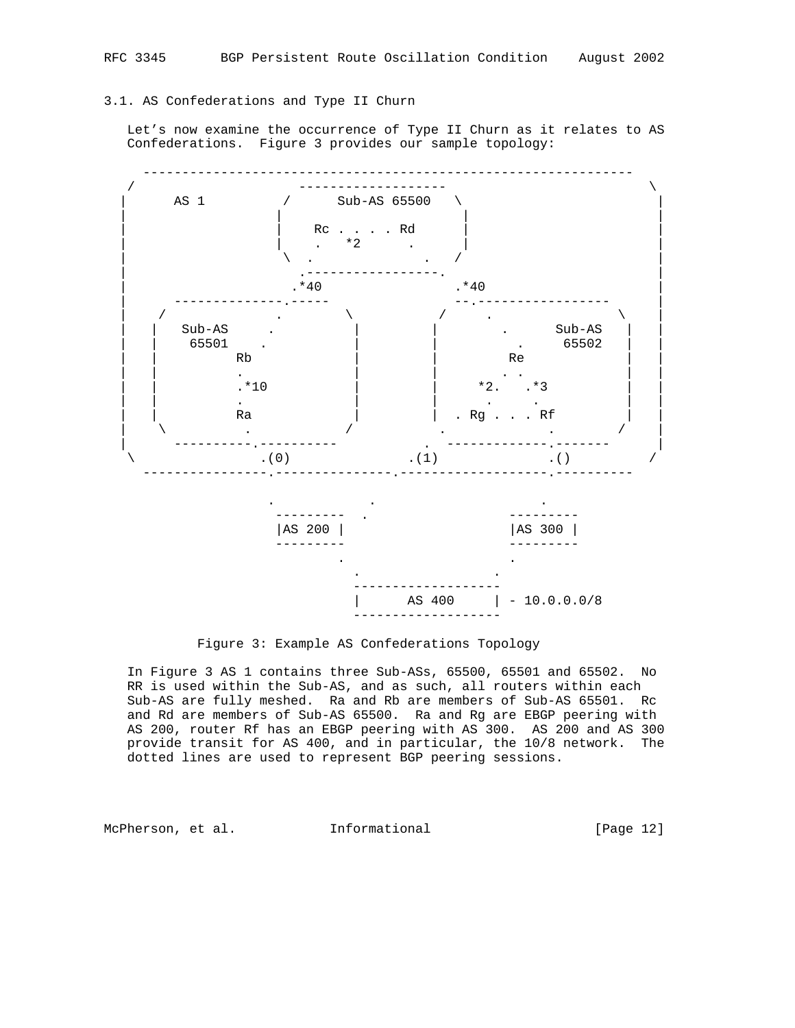## 3.1. AS Confederations and Type II Churn

Let's now examine the occurrence of Type II Churn as it relates to AS Confederations. Figure 3 provides our sample topology:

```
    ---------------------------------------------------------------
   /                     ------------------                        \
  |      AS 1          /      Sub-AS 65500   \                      |
  |                   |                       |                     |
  |                   |    Rc . . . . Rd      |                     |
  |                   |    .   *2      .      |                     |
  |                    \  .              .   /                      |
  |                      .-----------------.                        |
  |                    .*40                .*40                     |
  |     --------------.-----               --.-----------------     |
  |    /              .      \            /     .             \     |
  |   |   Sub-AS     .        |          |        .     Sub-AS  |   |
  |   |    65501    .         |          |         .     65502  |   |
  |   |          Rb           |          |          Re          |   |
  |   |          .            |          |         . .          |   |
  |   |          .*10         |          |     *2.   .*3        |   |
  |   |          .            |          |       .    .         |   |
  |   |          Ra           |          |  . Rg . . . Rf       |   |
  |    \          .          /          .             .       /     |
  |     ----------.----------          .  ------------.-------      |
   \              .(0)             .(1)               .()          /
    ----------------.---------------.-------------------.----------

                  .          .                       .
                   ---------  .                  ---------
                  |AS 200 |                     |AS 300 |
                   ---------                     ---------
                        .                           .
                          .                       .
                          -------------------
                          |      AS 400     | - 10.0.0.0/8
                          -------------------
```

Figure 3: Example AS Confederations Topology

In Figure 3 AS 1 contains three Sub-ASs, 65500, 65501 and 65502. No RR is used within the Sub-AS, and as such, all routers within each Sub-AS are fully meshed. Ra and Rb are members of Sub-AS 65501. Rc and Rd are members of Sub-AS 65500. Ra and Rg are EBGP peering with AS 200, router Rf has an EBGP peering with AS 300. AS 200 and AS 300 provide transit for AS 400, and in particular, the 10/8 network. The dotted lines are used to represent BGP peering sessions.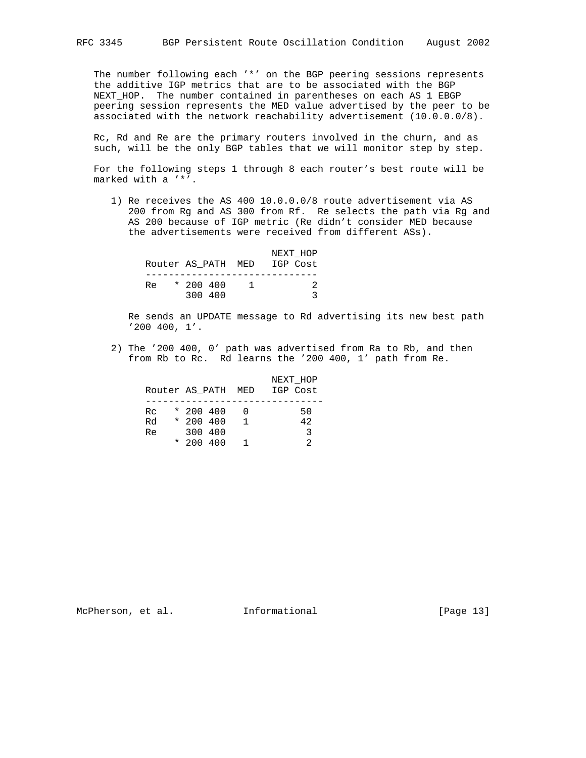The number following each '*' on the BGP peering sessions represents the additive IGP metrics that are to be associated with the BGP NEXT_HOP. The number contained in parentheses on each AS 1 EBGP peering session represents the MED value advertised by the peer to be associated with the network reachability advertisement (10.0.0.0/8).

Rc, Rd and Re are the primary routers involved in the churn, and as such, will be the only BGP tables that we will monitor step by step.

For the following steps 1 through 8 each router's best route will be marked with a '*'.

1) Re receives the AS 400 10.0.0.0/8 route advertisement via AS 200 from Rg and AS 300 from Rf. Re selects the path via Rg and AS 200 because of IGP metric (Re didn't consider MED because the advertisements were received from different ASs).

```
                              NEXT_HOP
   Router AS_PATH  MED   IGP Cost
   ------------------------------
   Re   * 200 400    1          2
          300 400               3
```

Re sends an UPDATE message to Rd advertising its new best path '200 400, 1'.

2) The '200 400, 0' path was advertised from Ra to Rb, and then from Rb to Rc. Rd learns the '200 400, 1' path from Re.

```
                              NEXT_HOP
   Router AS_PATH  MED   IGP Cost
   -------------------------------
   Rc   * 200 400   0         50
   Rd   * 200 400   1         42
   Re     300 400              3
        * 200 400   1          2
```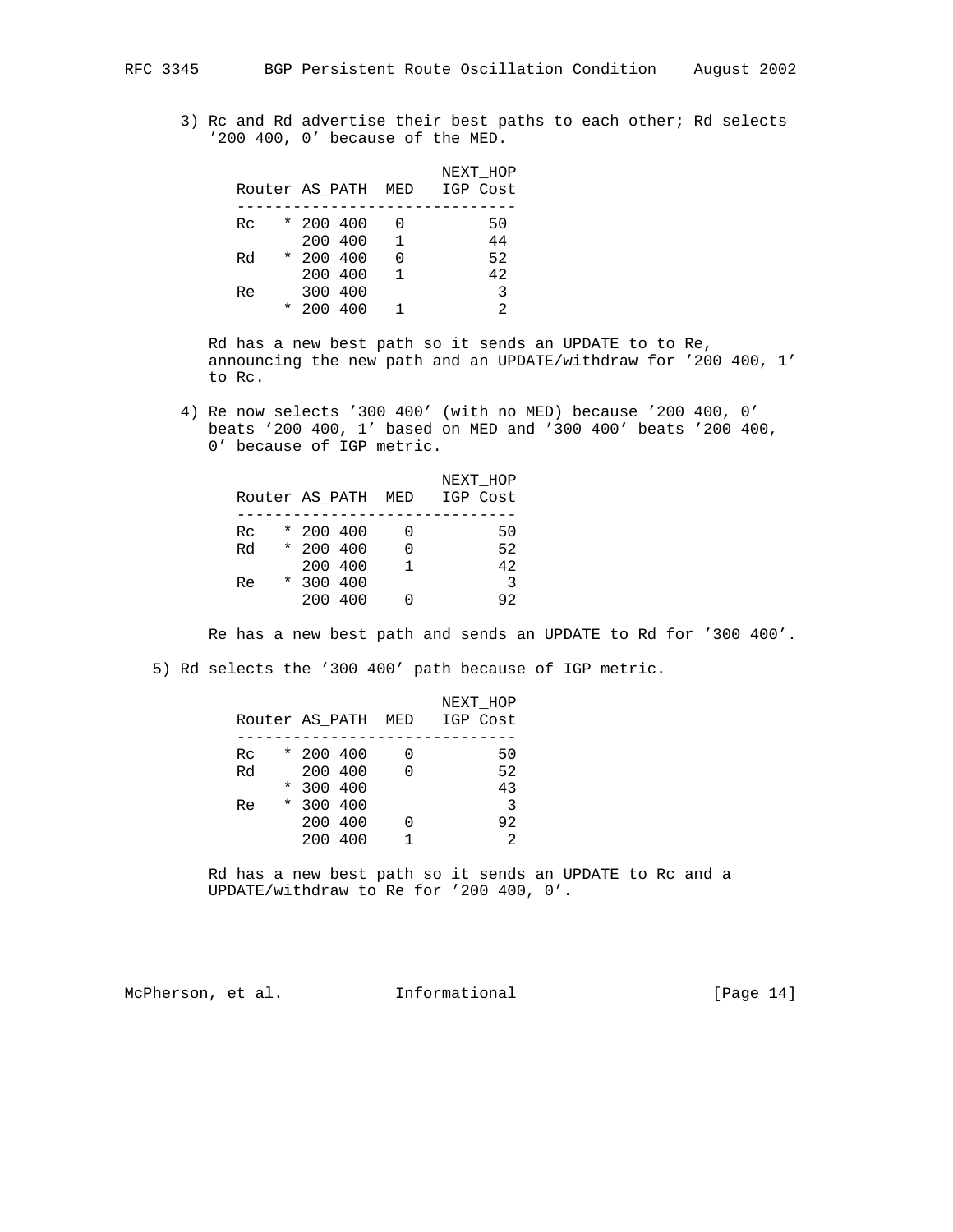3) Rc and Rd advertise their best paths to each other; Rd selects '200 400, 0' because of the MED.

```
                          NEXT_HOP
   Router AS_PATH  MED   IGP Cost
   ------------------------------
   Rc    * 200 400   0         50
           200 400   1         44
   Rd    * 200 400   0         52
           200 400   1         42
   Re      300 400              3
         * 200 400   1          2
```

Rd has a new best path so it sends an UPDATE to to Re, announcing the new path and an UPDATE/withdraw for '200 400, 1' to Rc.

4) Re now selects '300 400' (with no MED) because '200 400, 0' beats '200 400, 1' based on MED and '300 400' beats '200 400, 0' because of IGP metric.

```
                          NEXT_HOP
   Router AS_PATH  MED   IGP Cost
   ------------------------------
   Rc    * 200 400    0         50
   Rd    * 200 400    0         52
           200 400    1         42
   Re    * 300 400               3
           200 400    0         92
```

Re has a new best path and sends an UPDATE to Rd for '300 400'.

5) Rd selects the '300 400' path because of IGP metric.

```
                          NEXT_HOP
   Router AS_PATH  MED   IGP Cost
   ------------------------------
   Rc    * 200 400    0         50
   Rd      200 400    0         52
         * 300 400              43
   Re    * 300 400               3
           200 400    0         92
           200 400    1          2
```

Rd has a new best path so it sends an UPDATE to Rc and a UPDATE/withdraw to Re for '200 400, 0'.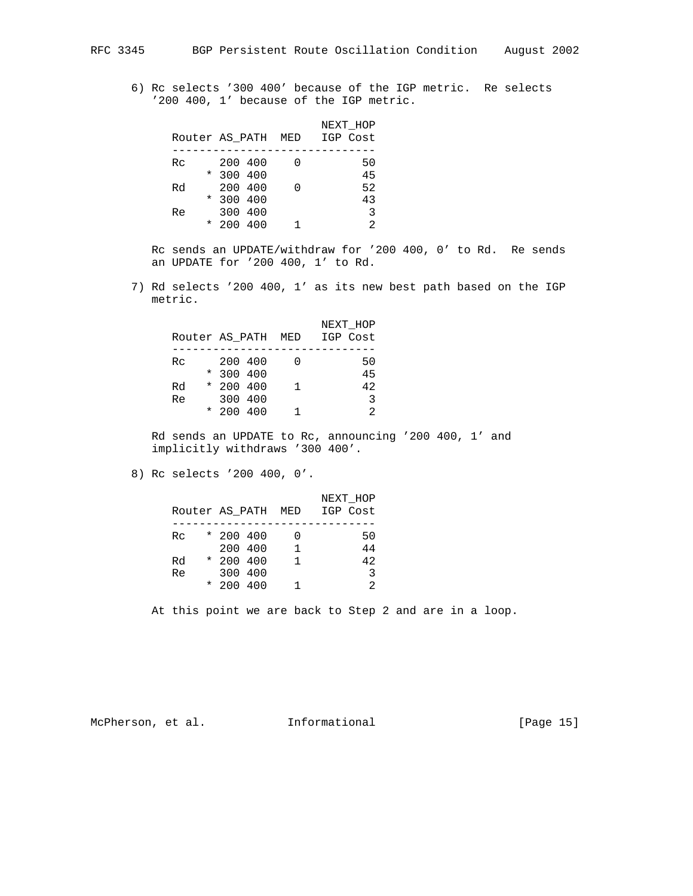6) Rc selects '300 400' because of the IGP metric. Re selects '200 400, 1' because of the IGP metric.

```
                         NEXT_HOP
   Router AS_PATH  MED   IGP Cost
   ------------------------------
   Rc     200 400    0         50
        * 300 400              45
   Rd     200 400    0         52
        * 300 400              43
   Re     300 400               3
        * 200 400    1          2
```

Rc sends an UPDATE/withdraw for '200 400, 0' to Rd. Re sends an UPDATE for '200 400, 1' to Rd.

7) Rd selects '200 400, 1' as its new best path based on the IGP metric.

```
                         NEXT_HOP
   Router AS_PATH  MED   IGP Cost
   ------------------------------
   Rc     200 400    0         50
        * 300 400              45
   Rd   * 200 400    1         42
   Re     300 400               3
        * 200 400    1          2
```

Rd sends an UPDATE to Rc, announcing '200 400, 1' and implicitly withdraws '300 400'.

8) Rc selects '200 400, 0'.

```
                         NEXT_HOP
   Router AS_PATH  MED   IGP Cost
   ------------------------------
   Rc   * 200 400    0         50
          200 400    1         44
   Rd   * 200 400    1         42
   Re     300 400               3
        * 200 400    1          2
```

At this point we are back to Step 2 and are in a loop.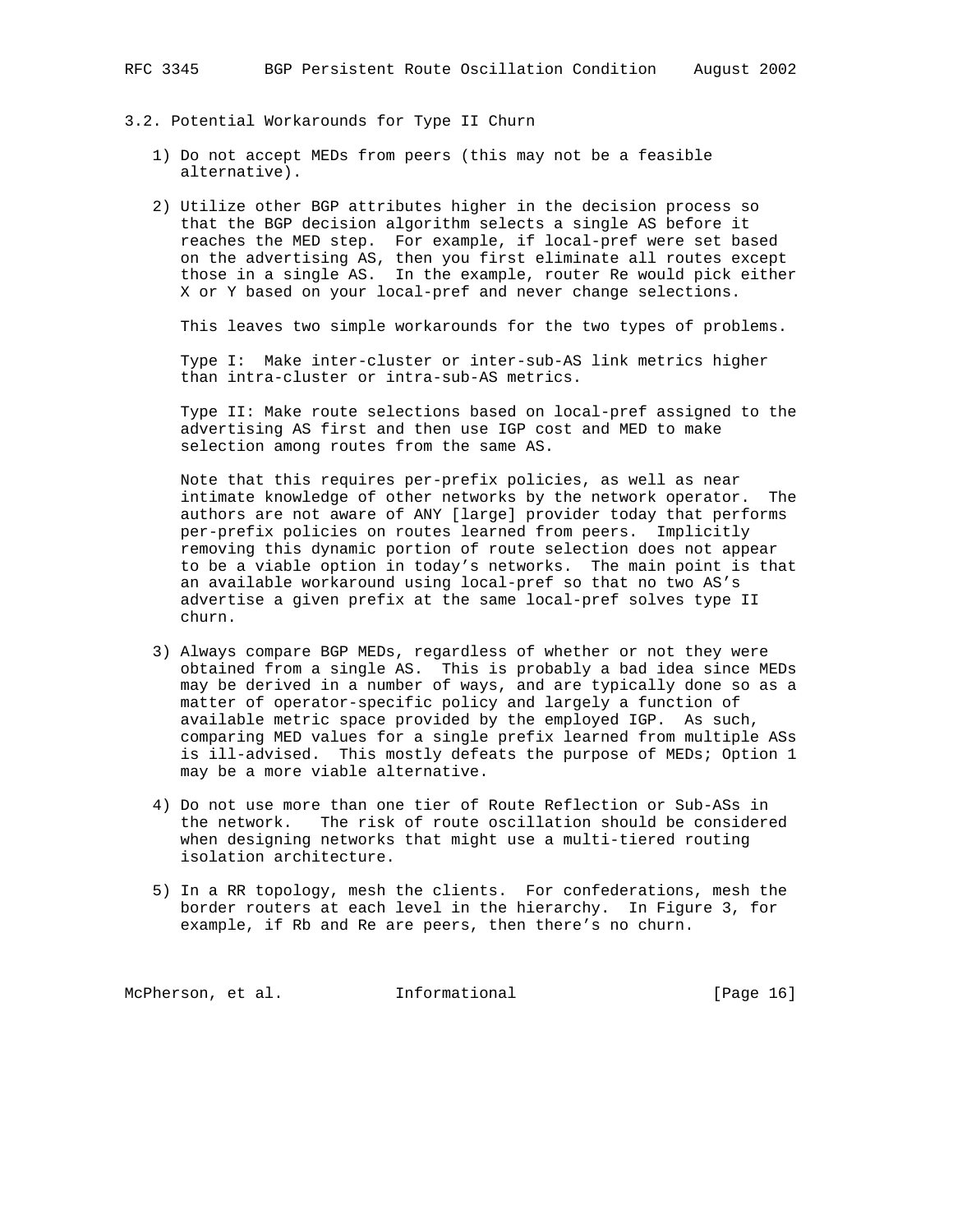### 3.2. Potential Workarounds for Type II Churn

1) Do not accept MEDs from peers (this may not be a feasible alternative).

2) Utilize other BGP attributes higher in the decision process so that the BGP decision algorithm selects a single AS before it reaches the MED step. For example, if local-pref were set based on the advertising AS, then you first eliminate all routes except those in a single AS. In the example, router Re would pick either X or Y based on your local-pref and never change selections.

   This leaves two simple workarounds for the two types of problems.

   Type I: Make inter-cluster or inter-sub-AS link metrics higher than intra-cluster or intra-sub-AS metrics.

   Type II: Make route selections based on local-pref assigned to the advertising AS first and then use IGP cost and MED to make selection among routes from the same AS.

   Note that this requires per-prefix policies, as well as near intimate knowledge of other networks by the network operator. The authors are not aware of ANY [large] provider today that performs per-prefix policies on routes learned from peers. Implicitly removing this dynamic portion of route selection does not appear to be a viable option in today's networks. The main point is that an available workaround using local-pref so that no two AS's advertise a given prefix at the same local-pref solves type II churn.

3) Always compare BGP MEDs, regardless of whether or not they were obtained from a single AS. This is probably a bad idea since MEDs may be derived in a number of ways, and are typically done so as a matter of operator-specific policy and largely a function of available metric space provided by the employed IGP. As such, comparing MED values for a single prefix learned from multiple ASs is ill-advised. This mostly defeats the purpose of MEDs; Option 1 may be a more viable alternative.

4) Do not use more than one tier of Route Reflection or Sub-ASs in the network. The risk of route oscillation should be considered when designing networks that might use a multi-tiered routing isolation architecture.

5) In a RR topology, mesh the clients. For confederations, mesh the border routers at each level in the hierarchy. In Figure 3, for example, if Rb and Re are peers, then there's no churn.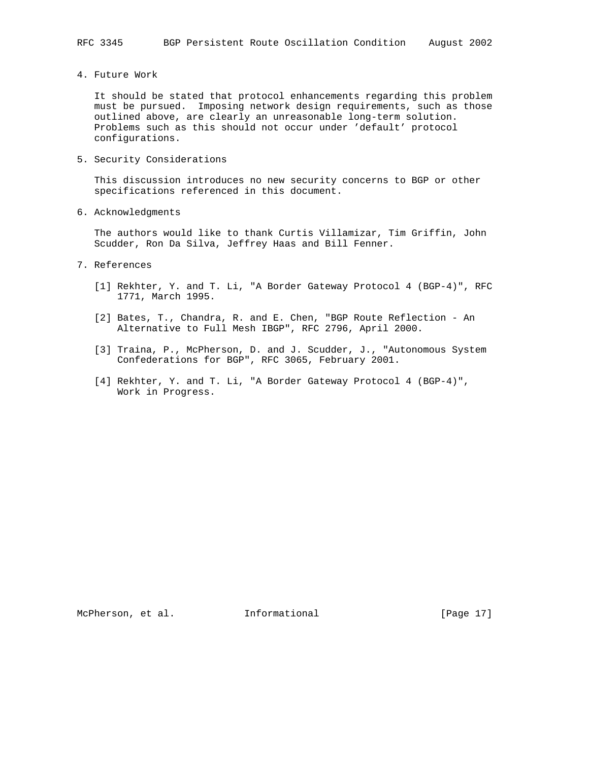## 4. Future Work

It should be stated that protocol enhancements regarding this problem must be pursued. Imposing network design requirements, such as those outlined above, are clearly an unreasonable long-term solution. Problems such as this should not occur under 'default' protocol configurations.

## 5. Security Considerations

This discussion introduces no new security concerns to BGP or other specifications referenced in this document.

## 6. Acknowledgments

The authors would like to thank Curtis Villamizar, Tim Griffin, John Scudder, Ron Da Silva, Jeffrey Haas and Bill Fenner.

## 7. References

[1] Rekhter, Y. and T. Li, "A Border Gateway Protocol 4 (BGP-4)", RFC 1771, March 1995.

[2] Bates, T., Chandra, R. and E. Chen, "BGP Route Reflection - An Alternative to Full Mesh IBGP", RFC 2796, April 2000.

[3] Traina, P., McPherson, D. and J. Scudder, J., "Autonomous System Confederations for BGP", RFC 3065, February 2001.

[4] Rekhter, Y. and T. Li, "A Border Gateway Protocol 4 (BGP-4)", Work in Progress.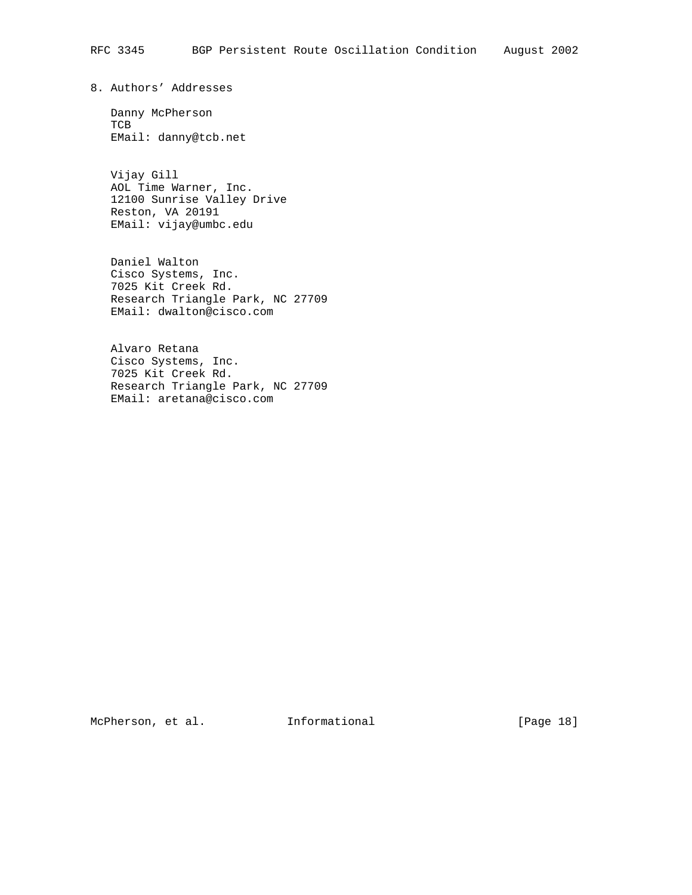## 8. Authors' Addresses

Danny McPherson
TCB
EMail: danny@tcb.net

Vijay Gill
AOL Time Warner, Inc.
12100 Sunrise Valley Drive
Reston, VA 20191
EMail: vijay@umbc.edu

Daniel Walton
Cisco Systems, Inc.
7025 Kit Creek Rd.
Research Triangle Park, NC 27709
EMail: dwalton@cisco.com

Alvaro Retana
Cisco Systems, Inc.
7025 Kit Creek Rd.
Research Triangle Park, NC 27709
EMail: aretana@cisco.com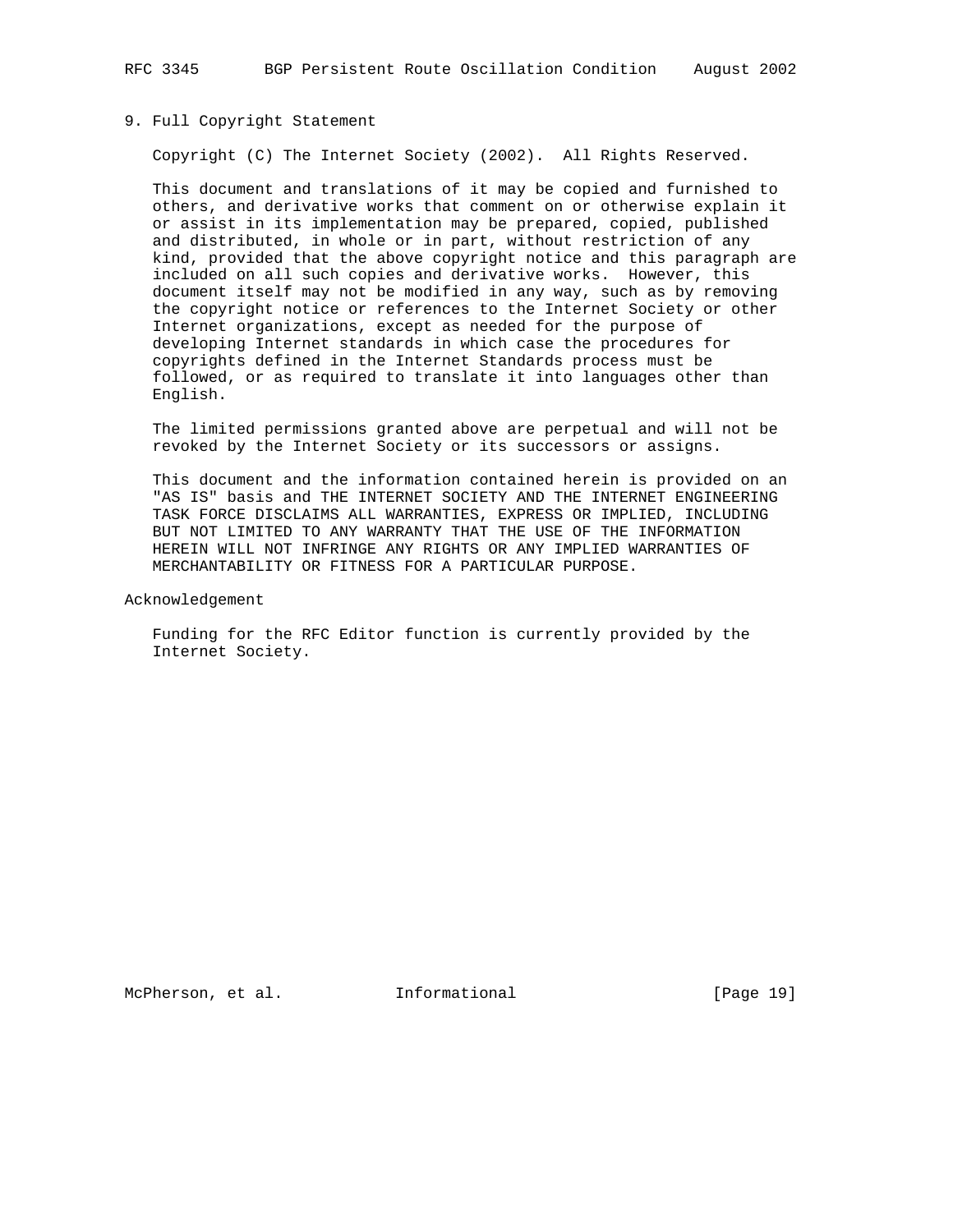## 9. Full Copyright Statement

Copyright (C) The Internet Society (2002). All Rights Reserved.

This document and translations of it may be copied and furnished to others, and derivative works that comment on or otherwise explain it or assist in its implementation may be prepared, copied, published and distributed, in whole or in part, without restriction of any kind, provided that the above copyright notice and this paragraph are included on all such copies and derivative works. However, this document itself may not be modified in any way, such as by removing the copyright notice or references to the Internet Society or other Internet organizations, except as needed for the purpose of developing Internet standards in which case the procedures for copyrights defined in the Internet Standards process must be followed, or as required to translate it into languages other than English.

The limited permissions granted above are perpetual and will not be revoked by the Internet Society or its successors or assigns.

This document and the information contained herein is provided on an "AS IS" basis and THE INTERNET SOCIETY AND THE INTERNET ENGINEERING TASK FORCE DISCLAIMS ALL WARRANTIES, EXPRESS OR IMPLIED, INCLUDING BUT NOT LIMITED TO ANY WARRANTY THAT THE USE OF THE INFORMATION HEREIN WILL NOT INFRINGE ANY RIGHTS OR ANY IMPLIED WARRANTIES OF MERCHANTABILITY OR FITNESS FOR A PARTICULAR PURPOSE.

## Acknowledgement

Funding for the RFC Editor function is currently provided by the Internet Society.